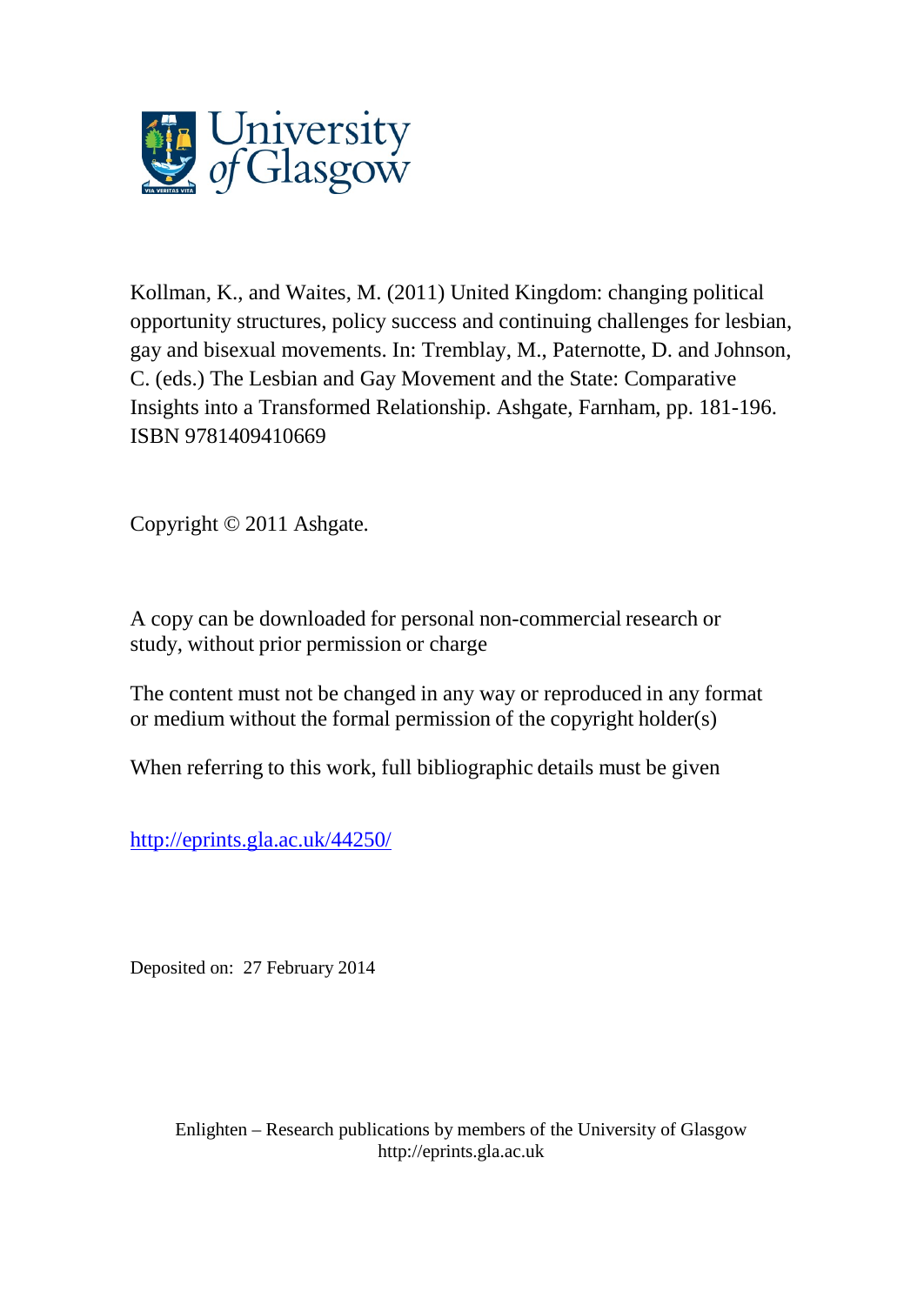University of Glasgow

Kollman, K., and Waites, M. (2011) United Kingdom: changing political opportunity structures, policy success and continuing challenges for lesbian, gay and bisexual movements. In: Tremblay, M., Paternotte, D. and Johnson, C. (eds.) The Lesbian and Gay Movement and the State: Comparative Insights into a Transformed Relationship. Ashgate, Farnham, pp. 181-196. ISBN 9781409410669

Copyright © 2011 Ashgate.

A copy can be downloaded for personal non-commercial research or study, without prior permission or charge

The content must not be changed in any way or reproduced in any format or medium without the formal permission of the copyright holder(s)

When referring to this work, full bibliographic details must be given

http://eprints.gla.ac.uk/44250/

Deposited on: 27 February 2014

Enlighten – Research publications by members of the University of Glasgow
http://eprints.gla.ac.uk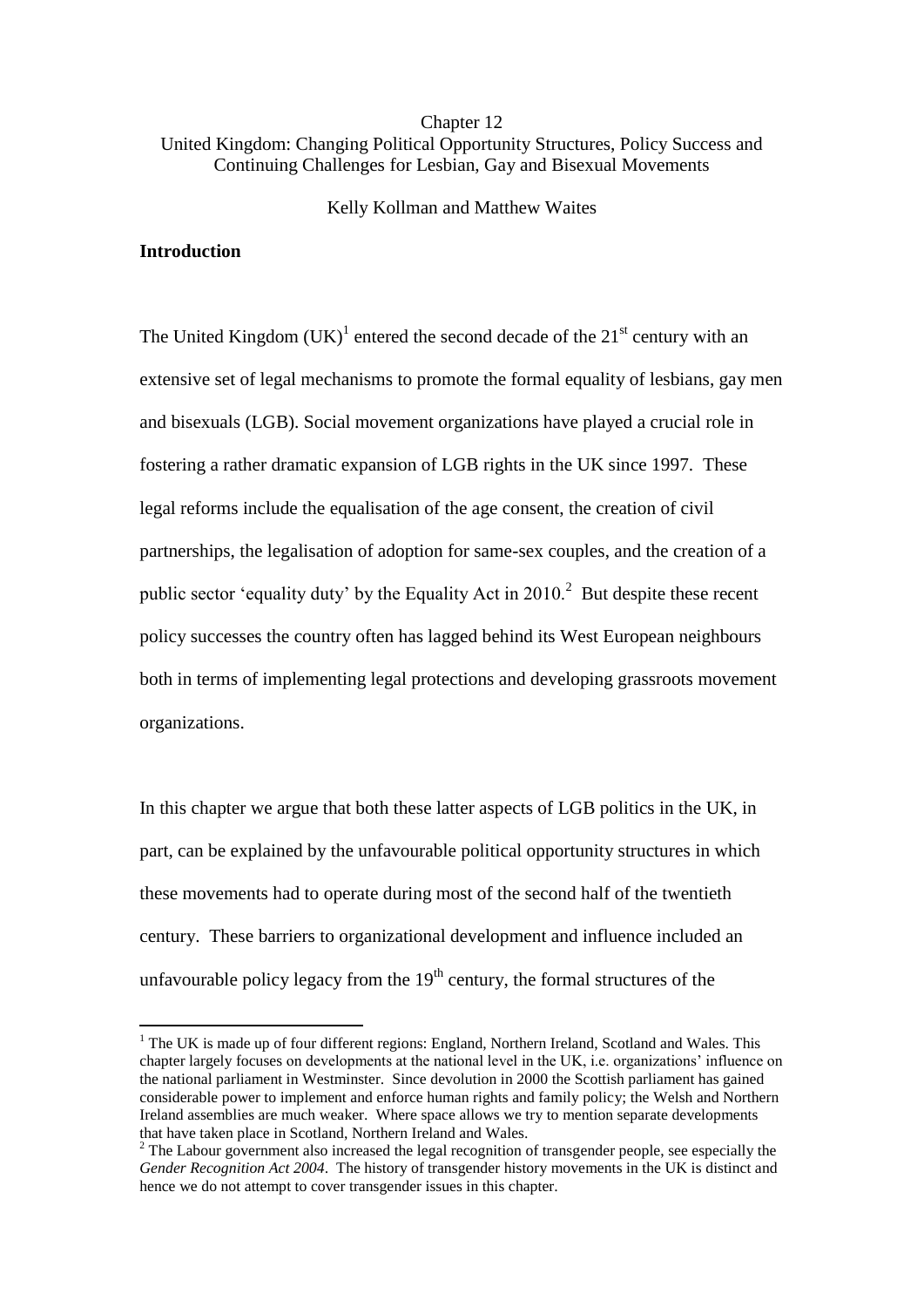Chapter 12

# United Kingdom: Changing Political Opportunity Structures, Policy Success and Continuing Challenges for Lesbian, Gay and Bisexual Movements

Kelly Kollman and Matthew Waites

## Introduction

The United Kingdom (UK)[1] entered the second decade of the 21st century with an extensive set of legal mechanisms to promote the formal equality of lesbians, gay men and bisexuals (LGB). Social movement organizations have played a crucial role in fostering a rather dramatic expansion of LGB rights in the UK since 1997. These legal reforms include the equalisation of the age consent, the creation of civil partnerships, the legalisation of adoption for same-sex couples, and the creation of a public sector 'equality duty' by the Equality Act in 2010.[2] But despite these recent policy successes the country often has lagged behind its West European neighbours both in terms of implementing legal protections and developing grassroots movement organizations.

In this chapter we argue that both these latter aspects of LGB politics in the UK, in part, can be explained by the unfavourable political opportunity structures in which these movements had to operate during most of the second half of the twentieth century. These barriers to organizational development and influence included an unfavourable policy legacy from the 19th century, the formal structures of the

---

[1] The UK is made up of four different regions: England, Northern Ireland, Scotland and Wales. This chapter largely focuses on developments at the national level in the UK, i.e. organizations' influence on the national parliament in Westminster. Since devolution in 2000 the Scottish parliament has gained considerable power to implement and enforce human rights and family policy; the Welsh and Northern Ireland assemblies are much weaker. Where space allows we try to mention separate developments that have taken place in Scotland, Northern Ireland and Wales.

[2] The Labour government also increased the legal recognition of transgender people, see especially the *Gender Recognition Act 2004*. The history of transgender history movements in the UK is distinct and hence we do not attempt to cover transgender issues in this chapter.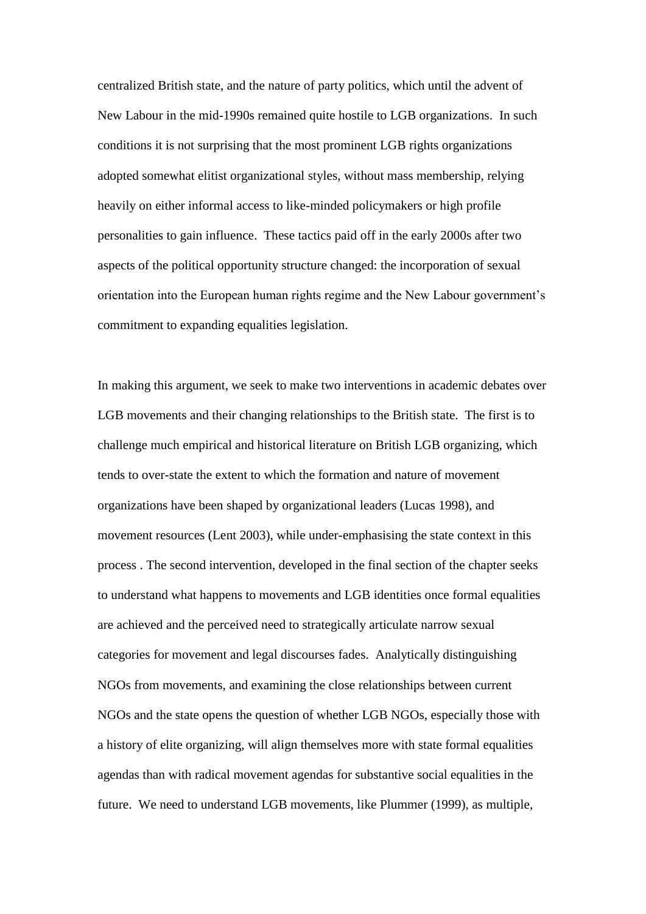centralized British state, and the nature of party politics, which until the advent of New Labour in the mid-1990s remained quite hostile to LGB organizations. In such conditions it is not surprising that the most prominent LGB rights organizations adopted somewhat elitist organizational styles, without mass membership, relying heavily on either informal access to like-minded policymakers or high profile personalities to gain influence. These tactics paid off in the early 2000s after two aspects of the political opportunity structure changed: the incorporation of sexual orientation into the European human rights regime and the New Labour government's commitment to expanding equalities legislation.

In making this argument, we seek to make two interventions in academic debates over LGB movements and their changing relationships to the British state. The first is to challenge much empirical and historical literature on British LGB organizing, which tends to over-state the extent to which the formation and nature of movement organizations have been shaped by organizational leaders (Lucas 1998), and movement resources (Lent 2003), while under-emphasising the state context in this process . The second intervention, developed in the final section of the chapter seeks to understand what happens to movements and LGB identities once formal equalities are achieved and the perceived need to strategically articulate narrow sexual categories for movement and legal discourses fades. Analytically distinguishing NGOs from movements, and examining the close relationships between current NGOs and the state opens the question of whether LGB NGOs, especially those with a history of elite organizing, will align themselves more with state formal equalities agendas than with radical movement agendas for substantive social equalities in the future. We need to understand LGB movements, like Plummer (1999), as multiple,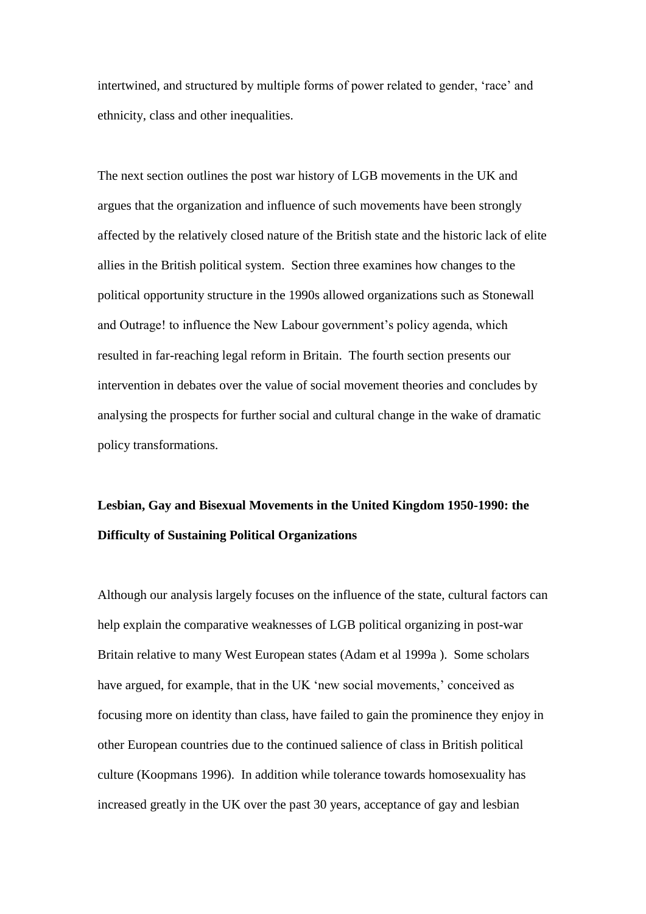intertwined, and structured by multiple forms of power related to gender, 'race' and ethnicity, class and other inequalities.

The next section outlines the post war history of LGB movements in the UK and argues that the organization and influence of such movements have been strongly affected by the relatively closed nature of the British state and the historic lack of elite allies in the British political system. Section three examines how changes to the political opportunity structure in the 1990s allowed organizations such as Stonewall and Outrage! to influence the New Labour government's policy agenda, which resulted in far-reaching legal reform in Britain. The fourth section presents our intervention in debates over the value of social movement theories and concludes by analysing the prospects for further social and cultural change in the wake of dramatic policy transformations.

## Lesbian, Gay and Bisexual Movements in the United Kingdom 1950-1990: the Difficulty of Sustaining Political Organizations

Although our analysis largely focuses on the influence of the state, cultural factors can help explain the comparative weaknesses of LGB political organizing in post-war Britain relative to many West European states (Adam et al 1999a ). Some scholars have argued, for example, that in the UK 'new social movements,' conceived as focusing more on identity than class, have failed to gain the prominence they enjoy in other European countries due to the continued salience of class in British political culture (Koopmans 1996). In addition while tolerance towards homosexuality has increased greatly in the UK over the past 30 years, acceptance of gay and lesbian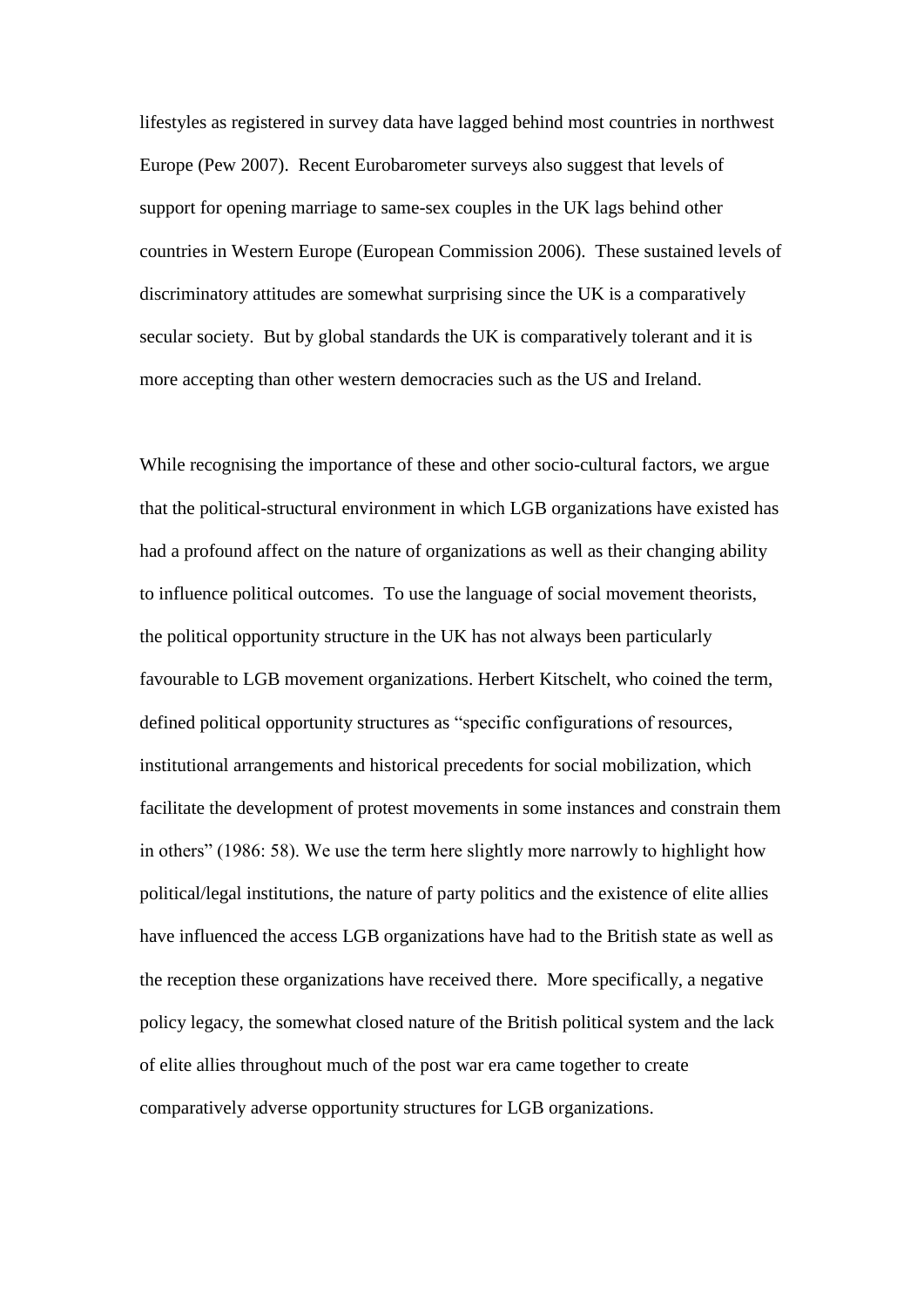lifestyles as registered in survey data have lagged behind most countries in northwest Europe (Pew 2007). Recent Eurobarometer surveys also suggest that levels of support for opening marriage to same-sex couples in the UK lags behind other countries in Western Europe (European Commission 2006). These sustained levels of discriminatory attitudes are somewhat surprising since the UK is a comparatively secular society. But by global standards the UK is comparatively tolerant and it is more accepting than other western democracies such as the US and Ireland.

While recognising the importance of these and other socio-cultural factors, we argue that the political-structural environment in which LGB organizations have existed has had a profound affect on the nature of organizations as well as their changing ability to influence political outcomes. To use the language of social movement theorists, the political opportunity structure in the UK has not always been particularly favourable to LGB movement organizations. Herbert Kitschelt, who coined the term, defined political opportunity structures as "specific configurations of resources, institutional arrangements and historical precedents for social mobilization, which facilitate the development of protest movements in some instances and constrain them in others" (1986: 58). We use the term here slightly more narrowly to highlight how political/legal institutions, the nature of party politics and the existence of elite allies have influenced the access LGB organizations have had to the British state as well as the reception these organizations have received there. More specifically, a negative policy legacy, the somewhat closed nature of the British political system and the lack of elite allies throughout much of the post war era came together to create comparatively adverse opportunity structures for LGB organizations.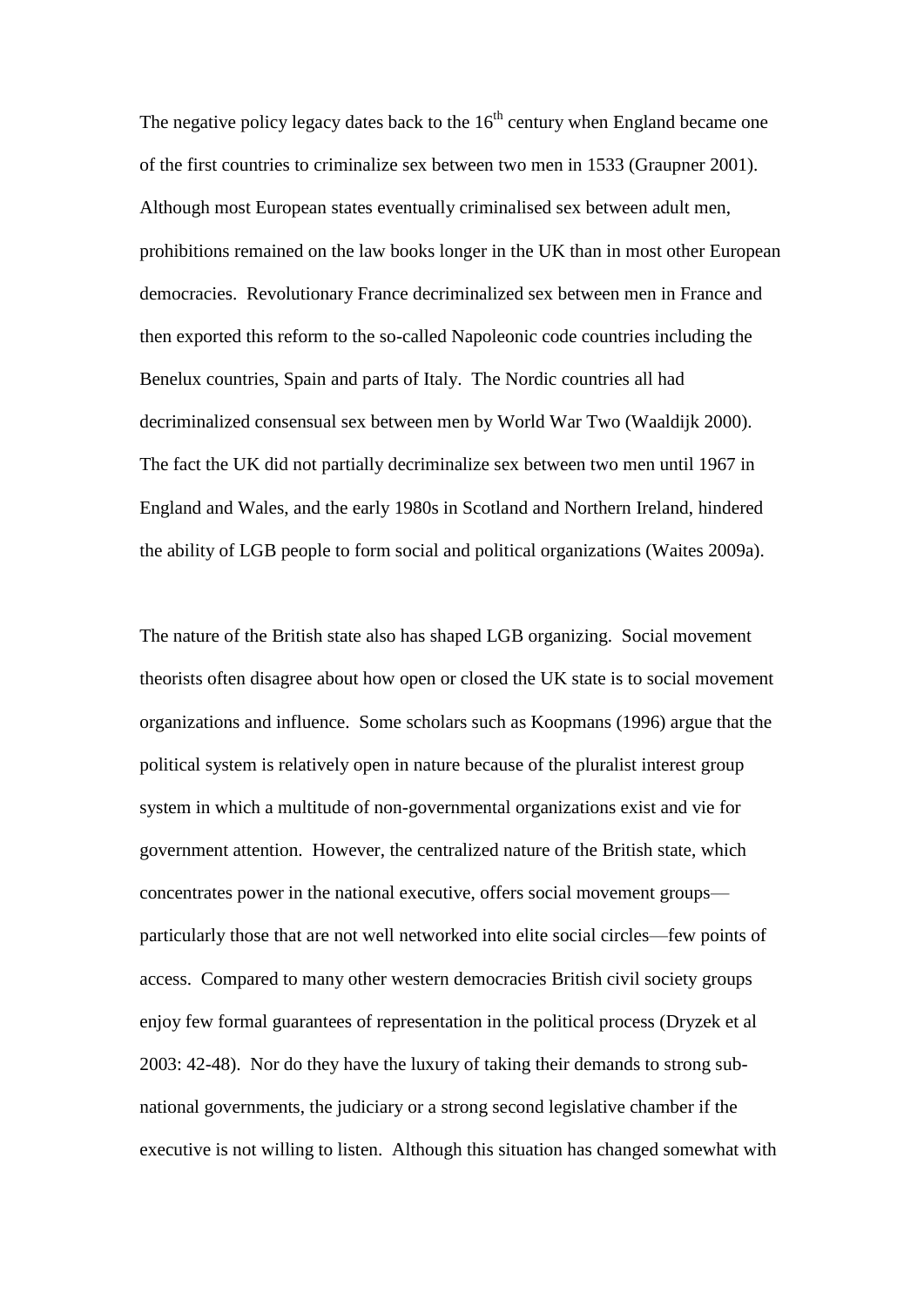The negative policy legacy dates back to the 16th century when England became one of the first countries to criminalize sex between two men in 1533 (Graupner 2001). Although most European states eventually criminalised sex between adult men, prohibitions remained on the law books longer in the UK than in most other European democracies. Revolutionary France decriminalized sex between men in France and then exported this reform to the so-called Napoleonic code countries including the Benelux countries, Spain and parts of Italy. The Nordic countries all had decriminalized consensual sex between men by World War Two (Waaldijk 2000). The fact the UK did not partially decriminalize sex between two men until 1967 in England and Wales, and the early 1980s in Scotland and Northern Ireland, hindered the ability of LGB people to form social and political organizations (Waites 2009a).

The nature of the British state also has shaped LGB organizing. Social movement theorists often disagree about how open or closed the UK state is to social movement organizations and influence. Some scholars such as Koopmans (1996) argue that the political system is relatively open in nature because of the pluralist interest group system in which a multitude of non-governmental organizations exist and vie for government attention. However, the centralized nature of the British state, which concentrates power in the national executive, offers social movement groups—particularly those that are not well networked into elite social circles—few points of access. Compared to many other western democracies British civil society groups enjoy few formal guarantees of representation in the political process (Dryzek et al 2003: 42-48). Nor do they have the luxury of taking their demands to strong sub-national governments, the judiciary or a strong second legislative chamber if the executive is not willing to listen. Although this situation has changed somewhat with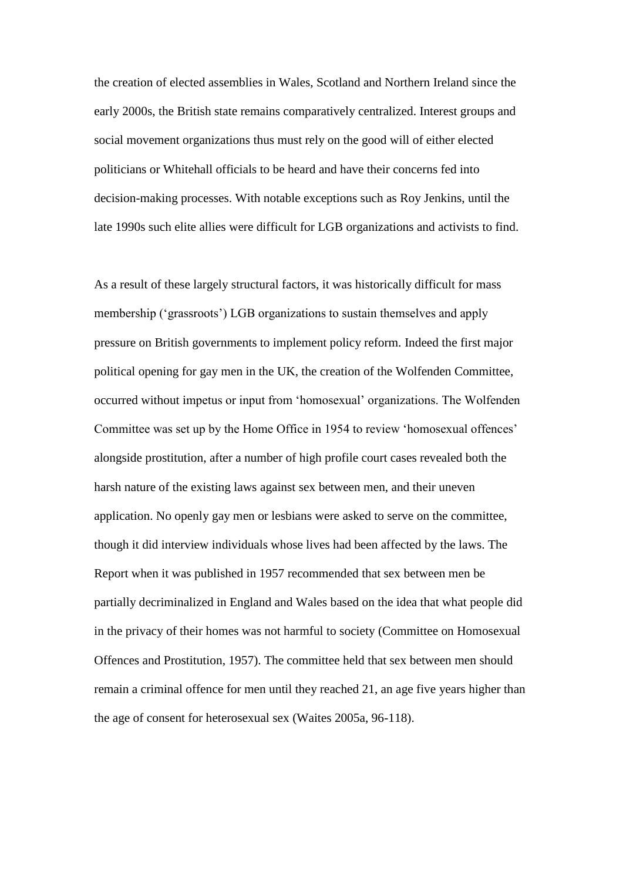the creation of elected assemblies in Wales, Scotland and Northern Ireland since the early 2000s, the British state remains comparatively centralized. Interest groups and social movement organizations thus must rely on the good will of either elected politicians or Whitehall officials to be heard and have their concerns fed into decision-making processes. With notable exceptions such as Roy Jenkins, until the late 1990s such elite allies were difficult for LGB organizations and activists to find.

As a result of these largely structural factors, it was historically difficult for mass membership ('grassroots') LGB organizations to sustain themselves and apply pressure on British governments to implement policy reform. Indeed the first major political opening for gay men in the UK, the creation of the Wolfenden Committee, occurred without impetus or input from 'homosexual' organizations. The Wolfenden Committee was set up by the Home Office in 1954 to review 'homosexual offences' alongside prostitution, after a number of high profile court cases revealed both the harsh nature of the existing laws against sex between men, and their uneven application. No openly gay men or lesbians were asked to serve on the committee, though it did interview individuals whose lives had been affected by the laws. The Report when it was published in 1957 recommended that sex between men be partially decriminalized in England and Wales based on the idea that what people did in the privacy of their homes was not harmful to society (Committee on Homosexual Offences and Prostitution, 1957). The committee held that sex between men should remain a criminal offence for men until they reached 21, an age five years higher than the age of consent for heterosexual sex (Waites 2005a, 96-118).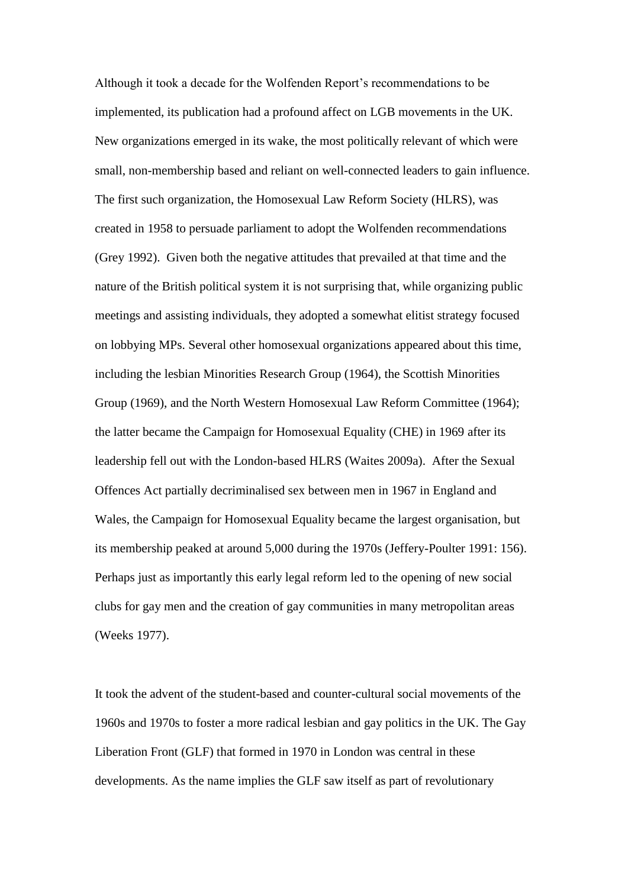Although it took a decade for the Wolfenden Report's recommendations to be implemented, its publication had a profound affect on LGB movements in the UK. New organizations emerged in its wake, the most politically relevant of which were small, non-membership based and reliant on well-connected leaders to gain influence. The first such organization, the Homosexual Law Reform Society (HLRS), was created in 1958 to persuade parliament to adopt the Wolfenden recommendations (Grey 1992). Given both the negative attitudes that prevailed at that time and the nature of the British political system it is not surprising that, while organizing public meetings and assisting individuals, they adopted a somewhat elitist strategy focused on lobbying MPs. Several other homosexual organizations appeared about this time, including the lesbian Minorities Research Group (1964), the Scottish Minorities Group (1969), and the North Western Homosexual Law Reform Committee (1964); the latter became the Campaign for Homosexual Equality (CHE) in 1969 after its leadership fell out with the London-based HLRS (Waites 2009a). After the Sexual Offences Act partially decriminalised sex between men in 1967 in England and Wales, the Campaign for Homosexual Equality became the largest organisation, but its membership peaked at around 5,000 during the 1970s (Jeffery-Poulter 1991: 156). Perhaps just as importantly this early legal reform led to the opening of new social clubs for gay men and the creation of gay communities in many metropolitan areas (Weeks 1977).

It took the advent of the student-based and counter-cultural social movements of the 1960s and 1970s to foster a more radical lesbian and gay politics in the UK. The Gay Liberation Front (GLF) that formed in 1970 in London was central in these developments. As the name implies the GLF saw itself as part of revolutionary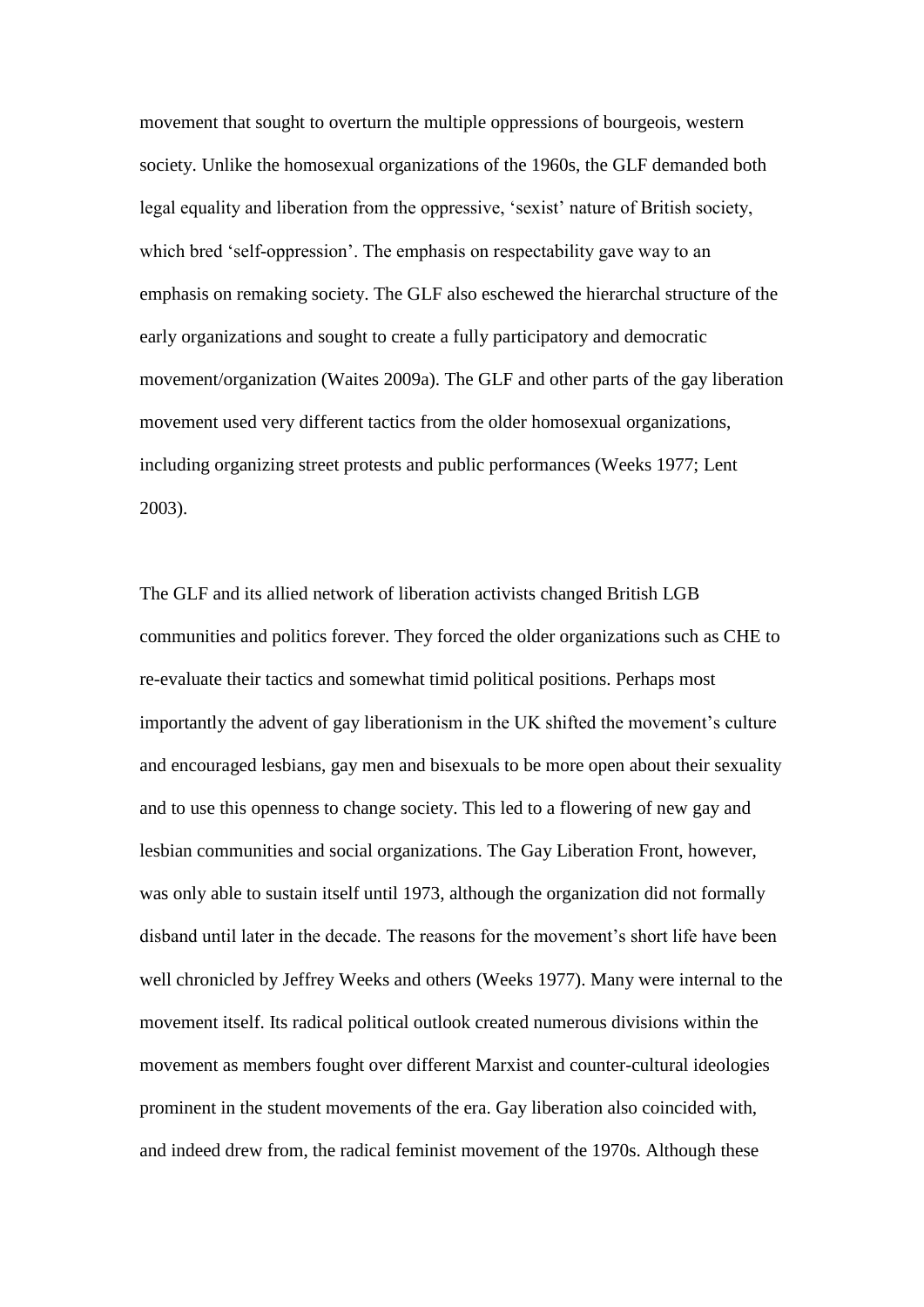movement that sought to overturn the multiple oppressions of bourgeois, western society. Unlike the homosexual organizations of the 1960s, the GLF demanded both legal equality and liberation from the oppressive, 'sexist' nature of British society, which bred 'self-oppression'. The emphasis on respectability gave way to an emphasis on remaking society. The GLF also eschewed the hierarchal structure of the early organizations and sought to create a fully participatory and democratic movement/organization (Waites 2009a). The GLF and other parts of the gay liberation movement used very different tactics from the older homosexual organizations, including organizing street protests and public performances (Weeks 1977; Lent 2003).

The GLF and its allied network of liberation activists changed British LGB communities and politics forever. They forced the older organizations such as CHE to re-evaluate their tactics and somewhat timid political positions. Perhaps most importantly the advent of gay liberationism in the UK shifted the movement's culture and encouraged lesbians, gay men and bisexuals to be more open about their sexuality and to use this openness to change society. This led to a flowering of new gay and lesbian communities and social organizations. The Gay Liberation Front, however, was only able to sustain itself until 1973, although the organization did not formally disband until later in the decade. The reasons for the movement's short life have been well chronicled by Jeffrey Weeks and others (Weeks 1977). Many were internal to the movement itself. Its radical political outlook created numerous divisions within the movement as members fought over different Marxist and counter-cultural ideologies prominent in the student movements of the era. Gay liberation also coincided with, and indeed drew from, the radical feminist movement of the 1970s. Although these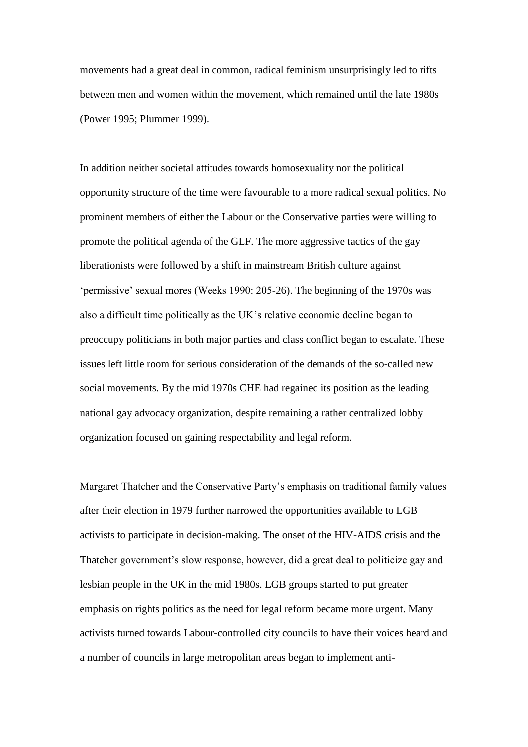movements had a great deal in common, radical feminism unsurprisingly led to rifts between men and women within the movement, which remained until the late 1980s (Power 1995; Plummer 1999).

In addition neither societal attitudes towards homosexuality nor the political opportunity structure of the time were favourable to a more radical sexual politics. No prominent members of either the Labour or the Conservative parties were willing to promote the political agenda of the GLF. The more aggressive tactics of the gay liberationists were followed by a shift in mainstream British culture against 'permissive' sexual mores (Weeks 1990: 205-26). The beginning of the 1970s was also a difficult time politically as the UK's relative economic decline began to preoccupy politicians in both major parties and class conflict began to escalate. These issues left little room for serious consideration of the demands of the so-called new social movements. By the mid 1970s CHE had regained its position as the leading national gay advocacy organization, despite remaining a rather centralized lobby organization focused on gaining respectability and legal reform.

Margaret Thatcher and the Conservative Party's emphasis on traditional family values after their election in 1979 further narrowed the opportunities available to LGB activists to participate in decision-making. The onset of the HIV-AIDS crisis and the Thatcher government's slow response, however, did a great deal to politicize gay and lesbian people in the UK in the mid 1980s. LGB groups started to put greater emphasis on rights politics as the need for legal reform became more urgent. Many activists turned towards Labour-controlled city councils to have their voices heard and a number of councils in large metropolitan areas began to implement anti-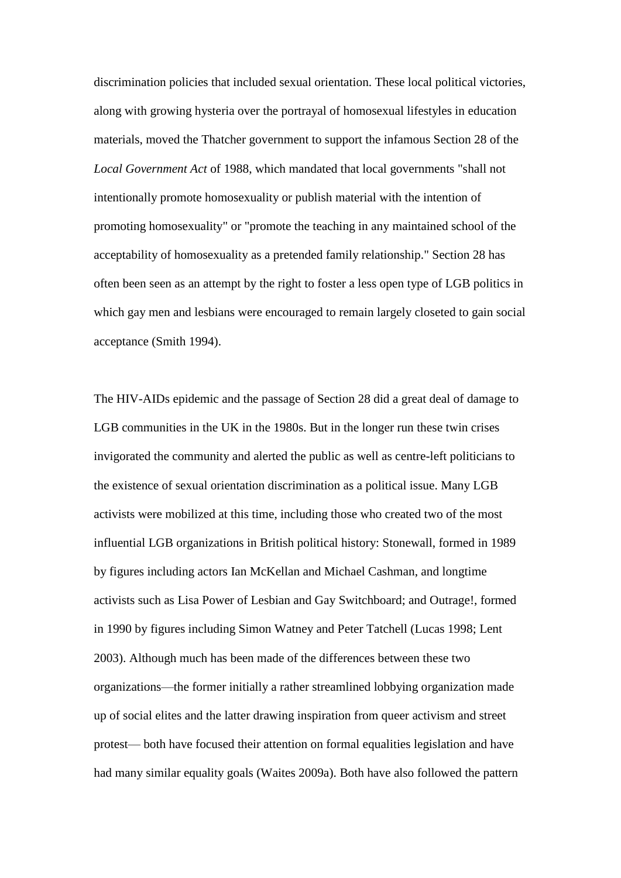discrimination policies that included sexual orientation. These local political victories, along with growing hysteria over the portrayal of homosexual lifestyles in education materials, moved the Thatcher government to support the infamous Section 28 of the *Local Government Act* of 1988, which mandated that local governments "shall not intentionally promote homosexuality or publish material with the intention of promoting homosexuality" or "promote the teaching in any maintained school of the acceptability of homosexuality as a pretended family relationship." Section 28 has often been seen as an attempt by the right to foster a less open type of LGB politics in which gay men and lesbians were encouraged to remain largely closeted to gain social acceptance (Smith 1994).

The HIV-AIDs epidemic and the passage of Section 28 did a great deal of damage to LGB communities in the UK in the 1980s. But in the longer run these twin crises invigorated the community and alerted the public as well as centre-left politicians to the existence of sexual orientation discrimination as a political issue. Many LGB activists were mobilized at this time, including those who created two of the most influential LGB organizations in British political history: Stonewall, formed in 1989 by figures including actors Ian McKellan and Michael Cashman, and longtime activists such as Lisa Power of Lesbian and Gay Switchboard; and Outrage!, formed in 1990 by figures including Simon Watney and Peter Tatchell (Lucas 1998; Lent 2003). Although much has been made of the differences between these two organizations—the former initially a rather streamlined lobbying organization made up of social elites and the latter drawing inspiration from queer activism and street protest— both have focused their attention on formal equalities legislation and have had many similar equality goals (Waites 2009a). Both have also followed the pattern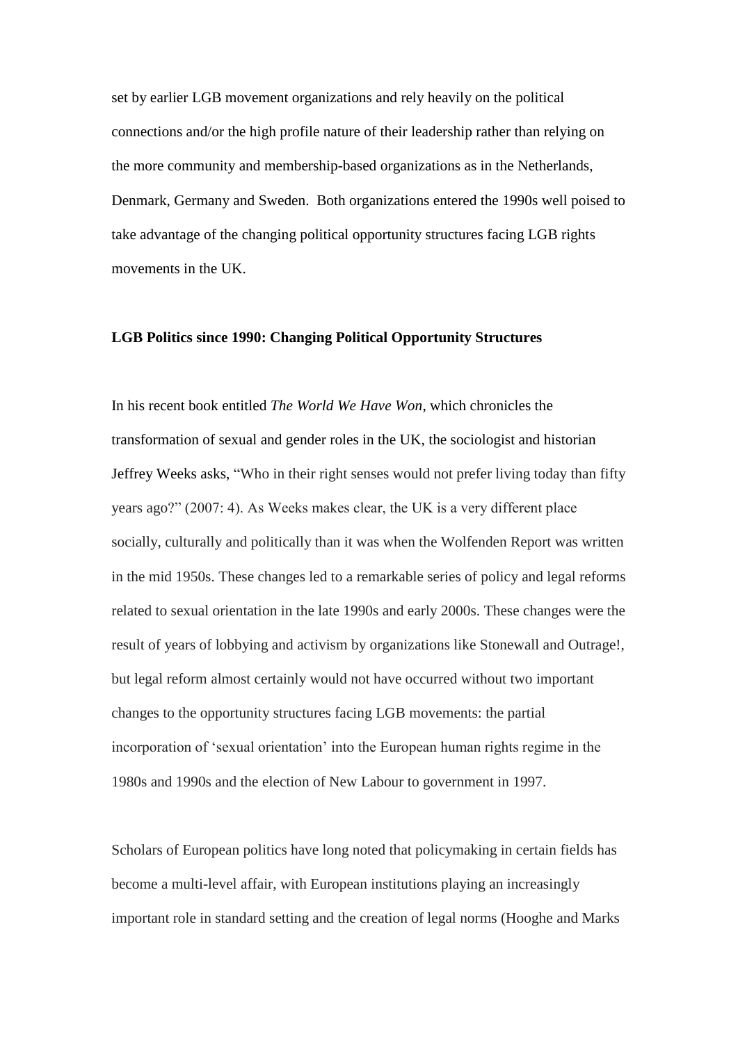set by earlier LGB movement organizations and rely heavily on the political connections and/or the high profile nature of their leadership rather than relying on the more community and membership-based organizations as in the Netherlands, Denmark, Germany and Sweden. Both organizations entered the 1990s well poised to take advantage of the changing political opportunity structures facing LGB rights movements in the UK.

**LGB Politics since 1990: Changing Political Opportunity Structures**

In his recent book entitled *The World We Have Won*, which chronicles the transformation of sexual and gender roles in the UK, the sociologist and historian Jeffrey Weeks asks, "Who in their right senses would not prefer living today than fifty years ago?" (2007: 4). As Weeks makes clear, the UK is a very different place socially, culturally and politically than it was when the Wolfenden Report was written in the mid 1950s. These changes led to a remarkable series of policy and legal reforms related to sexual orientation in the late 1990s and early 2000s. These changes were the result of years of lobbying and activism by organizations like Stonewall and Outrage!, but legal reform almost certainly would not have occurred without two important changes to the opportunity structures facing LGB movements: the partial incorporation of 'sexual orientation' into the European human rights regime in the 1980s and 1990s and the election of New Labour to government in 1997.

Scholars of European politics have long noted that policymaking in certain fields has become a multi-level affair, with European institutions playing an increasingly important role in standard setting and the creation of legal norms (Hooghe and Marks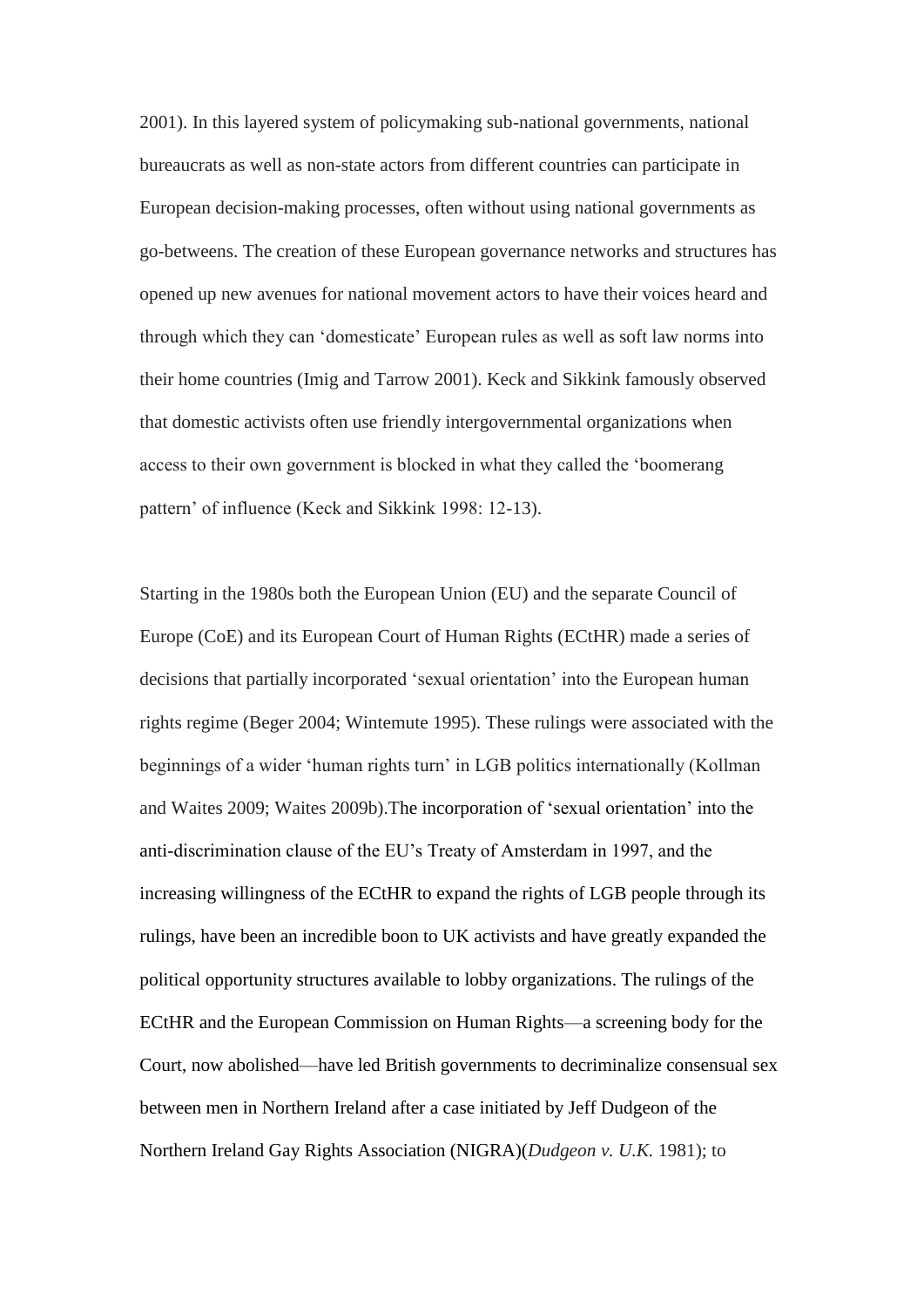2001). In this layered system of policymaking sub-national governments, national bureaucrats as well as non-state actors from different countries can participate in European decision-making processes, often without using national governments as go-betweens. The creation of these European governance networks and structures has opened up new avenues for national movement actors to have their voices heard and through which they can 'domesticate' European rules as well as soft law norms into their home countries (Imig and Tarrow 2001). Keck and Sikkink famously observed that domestic activists often use friendly intergovernmental organizations when access to their own government is blocked in what they called the 'boomerang pattern' of influence (Keck and Sikkink 1998: 12-13).

Starting in the 1980s both the European Union (EU) and the separate Council of Europe (CoE) and its European Court of Human Rights (ECtHR) made a series of decisions that partially incorporated 'sexual orientation' into the European human rights regime (Beger 2004; Wintemute 1995). These rulings were associated with the beginnings of a wider 'human rights turn' in LGB politics internationally (Kollman and Waites 2009; Waites 2009b).The incorporation of 'sexual orientation' into the anti-discrimination clause of the EU's Treaty of Amsterdam in 1997, and the increasing willingness of the ECtHR to expand the rights of LGB people through its rulings, have been an incredible boon to UK activists and have greatly expanded the political opportunity structures available to lobby organizations. The rulings of the ECtHR and the European Commission on Human Rights—a screening body for the Court, now abolished—have led British governments to decriminalize consensual sex between men in Northern Ireland after a case initiated by Jeff Dudgeon of the Northern Ireland Gay Rights Association (NIGRA)(*Dudgeon v. U.K.* 1981); to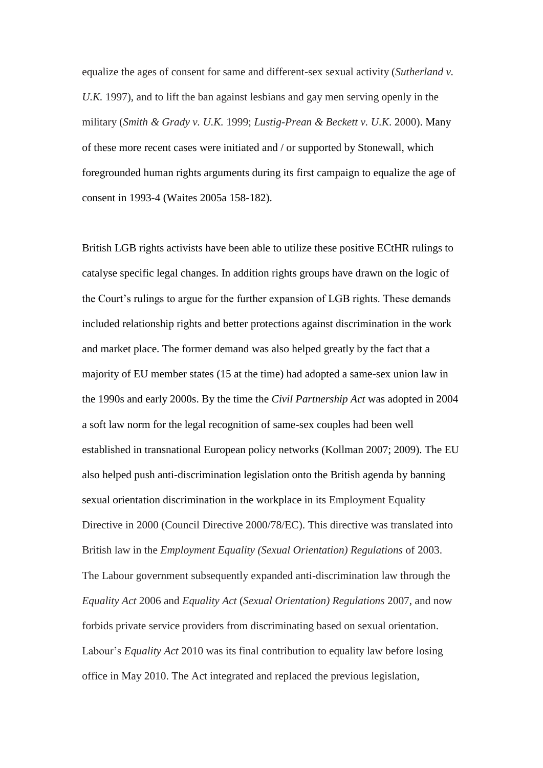equalize the ages of consent for same and different-sex sexual activity (*Sutherland v. U.K.* 1997), and to lift the ban against lesbians and gay men serving openly in the military (*Smith & Grady v. U.K.* 1999; *Lustig-Prean & Beckett v. U.K.* 2000). Many of these more recent cases were initiated and / or supported by Stonewall, which foregrounded human rights arguments during its first campaign to equalize the age of consent in 1993-4 (Waites 2005a 158-182).

British LGB rights activists have been able to utilize these positive ECtHR rulings to catalyse specific legal changes. In addition rights groups have drawn on the logic of the Court's rulings to argue for the further expansion of LGB rights. These demands included relationship rights and better protections against discrimination in the work and market place. The former demand was also helped greatly by the fact that a majority of EU member states (15 at the time) had adopted a same-sex union law in the 1990s and early 2000s. By the time the *Civil Partnership Act* was adopted in 2004 a soft law norm for the legal recognition of same-sex couples had been well established in transnational European policy networks (Kollman 2007; 2009). The EU also helped push anti-discrimination legislation onto the British agenda by banning sexual orientation discrimination in the workplace in its Employment Equality Directive in 2000 (Council Directive 2000/78/EC). This directive was translated into British law in the *Employment Equality (Sexual Orientation) Regulations* of 2003. The Labour government subsequently expanded anti-discrimination law through the *Equality Act* 2006 and *Equality Act* (*Sexual Orientation) Regulations* 2007, and now forbids private service providers from discriminating based on sexual orientation. Labour's *Equality Act* 2010 was its final contribution to equality law before losing office in May 2010. The Act integrated and replaced the previous legislation,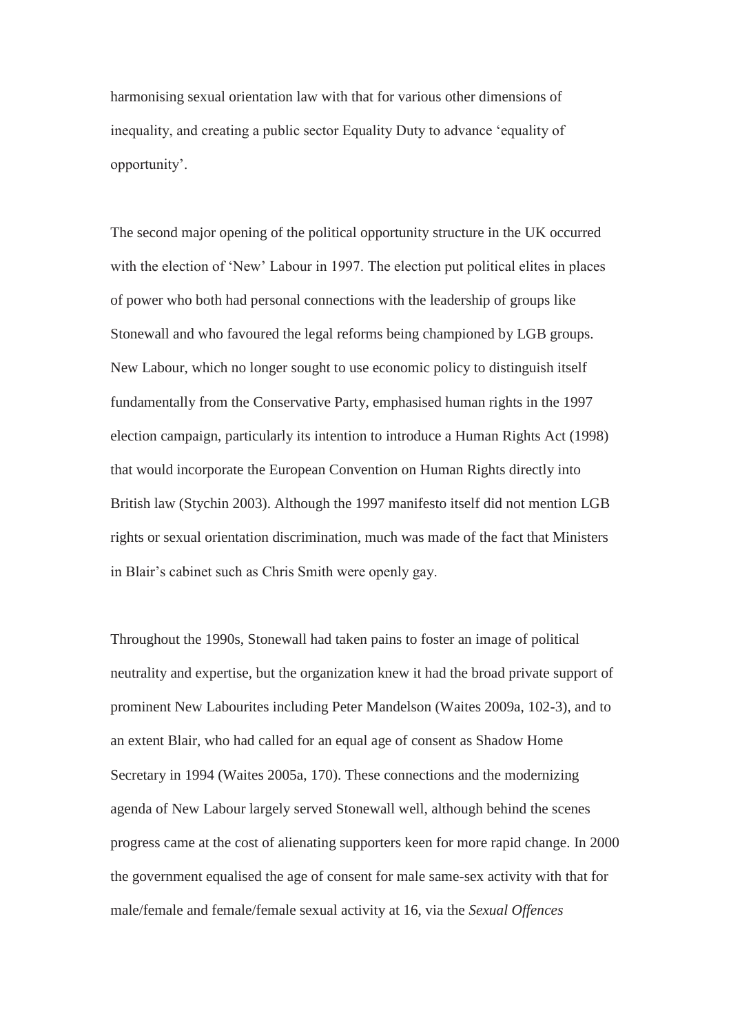harmonising sexual orientation law with that for various other dimensions of inequality, and creating a public sector Equality Duty to advance 'equality of opportunity'.

The second major opening of the political opportunity structure in the UK occurred with the election of 'New' Labour in 1997. The election put political elites in places of power who both had personal connections with the leadership of groups like Stonewall and who favoured the legal reforms being championed by LGB groups. New Labour, which no longer sought to use economic policy to distinguish itself fundamentally from the Conservative Party, emphasised human rights in the 1997 election campaign, particularly its intention to introduce a Human Rights Act (1998) that would incorporate the European Convention on Human Rights directly into British law (Stychin 2003). Although the 1997 manifesto itself did not mention LGB rights or sexual orientation discrimination, much was made of the fact that Ministers in Blair's cabinet such as Chris Smith were openly gay.

Throughout the 1990s, Stonewall had taken pains to foster an image of political neutrality and expertise, but the organization knew it had the broad private support of prominent New Labourites including Peter Mandelson (Waites 2009a, 102-3), and to an extent Blair, who had called for an equal age of consent as Shadow Home Secretary in 1994 (Waites 2005a, 170). These connections and the modernizing agenda of New Labour largely served Stonewall well, although behind the scenes progress came at the cost of alienating supporters keen for more rapid change. In 2000 the government equalised the age of consent for male same-sex activity with that for male/female and female/female sexual activity at 16, via the *Sexual Offences*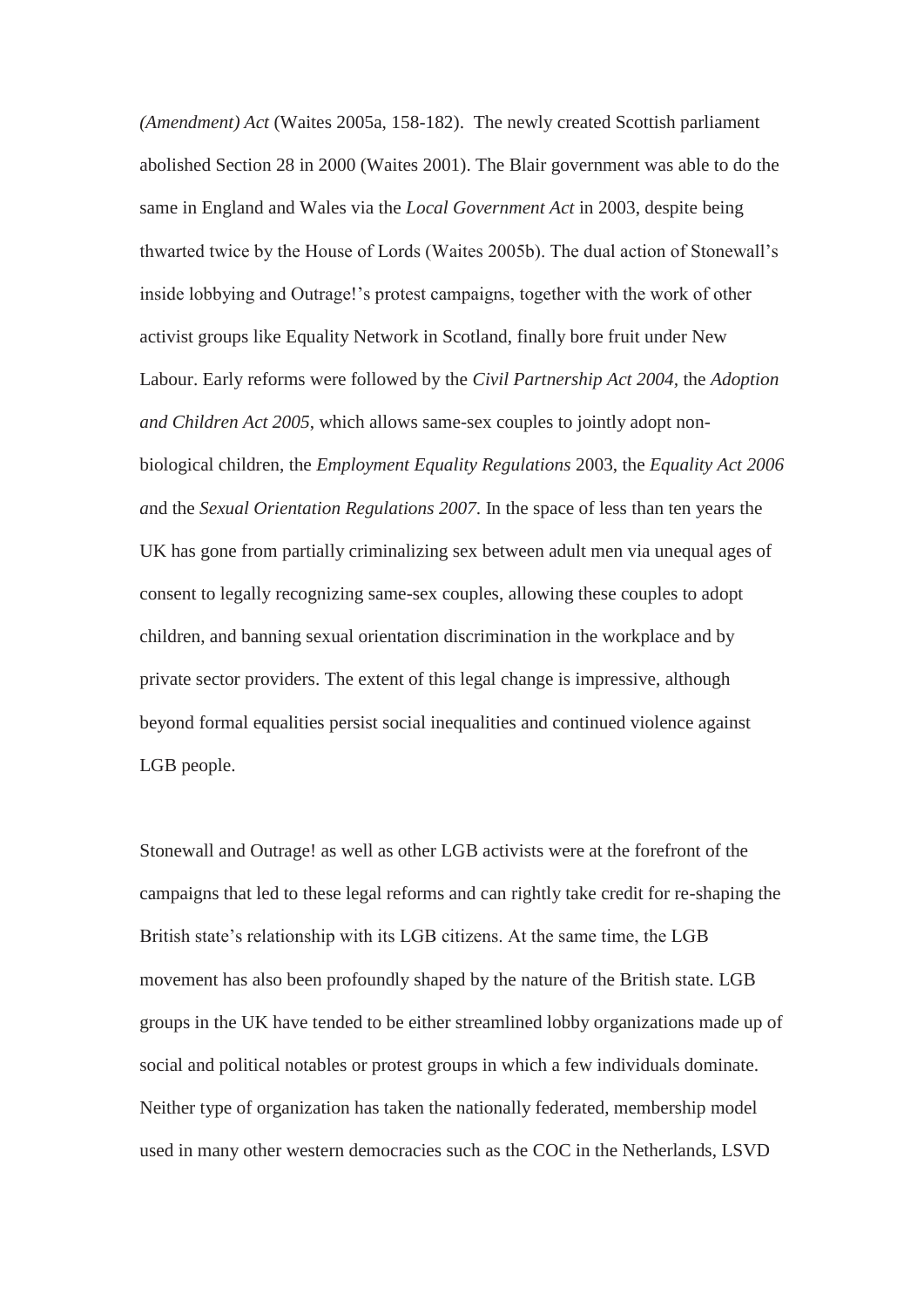*(Amendment) Act* (Waites 2005a, 158-182). The newly created Scottish parliament abolished Section 28 in 2000 (Waites 2001). The Blair government was able to do the same in England and Wales via the *Local Government Act* in 2003, despite being thwarted twice by the House of Lords (Waites 2005b). The dual action of Stonewall's inside lobbying and Outrage!'s protest campaigns, together with the work of other activist groups like Equality Network in Scotland, finally bore fruit under New Labour. Early reforms were followed by the *Civil Partnership Act 2004*, the *Adoption and Children Act 2005*, which allows same-sex couples to jointly adopt non-biological children, the *Employment Equality Regulations* 2003, the *Equality Act 2006 a*nd the *Sexual Orientation Regulations 2007*. In the space of less than ten years the UK has gone from partially criminalizing sex between adult men via unequal ages of consent to legally recognizing same-sex couples, allowing these couples to adopt children, and banning sexual orientation discrimination in the workplace and by private sector providers. The extent of this legal change is impressive, although beyond formal equalities persist social inequalities and continued violence against LGB people.

Stonewall and Outrage! as well as other LGB activists were at the forefront of the campaigns that led to these legal reforms and can rightly take credit for re-shaping the British state's relationship with its LGB citizens. At the same time, the LGB movement has also been profoundly shaped by the nature of the British state. LGB groups in the UK have tended to be either streamlined lobby organizations made up of social and political notables or protest groups in which a few individuals dominate. Neither type of organization has taken the nationally federated, membership model used in many other western democracies such as the COC in the Netherlands, LSVD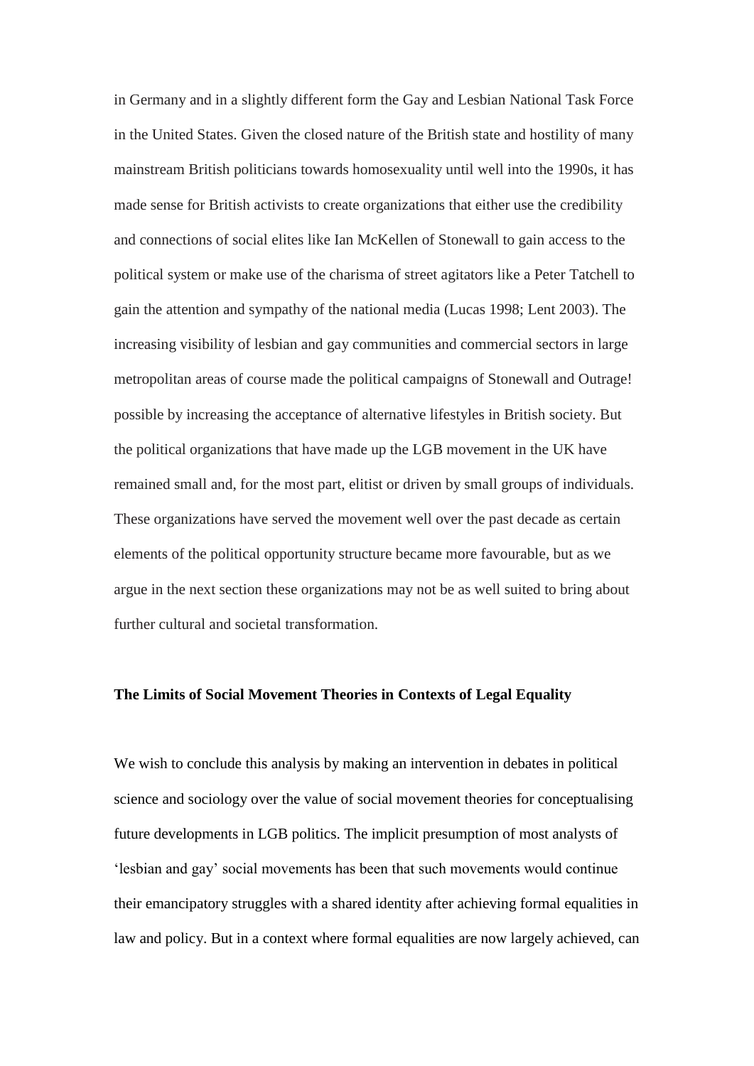in Germany and in a slightly different form the Gay and Lesbian National Task Force in the United States. Given the closed nature of the British state and hostility of many mainstream British politicians towards homosexuality until well into the 1990s, it has made sense for British activists to create organizations that either use the credibility and connections of social elites like Ian McKellen of Stonewall to gain access to the political system or make use of the charisma of street agitators like a Peter Tatchell to gain the attention and sympathy of the national media (Lucas 1998; Lent 2003). The increasing visibility of lesbian and gay communities and commercial sectors in large metropolitan areas of course made the political campaigns of Stonewall and Outrage! possible by increasing the acceptance of alternative lifestyles in British society. But the political organizations that have made up the LGB movement in the UK have remained small and, for the most part, elitist or driven by small groups of individuals. These organizations have served the movement well over the past decade as certain elements of the political opportunity structure became more favourable, but as we argue in the next section these organizations may not be as well suited to bring about further cultural and societal transformation.

**The Limits of Social Movement Theories in Contexts of Legal Equality**

We wish to conclude this analysis by making an intervention in debates in political science and sociology over the value of social movement theories for conceptualising future developments in LGB politics. The implicit presumption of most analysts of 'lesbian and gay' social movements has been that such movements would continue their emancipatory struggles with a shared identity after achieving formal equalities in law and policy. But in a context where formal equalities are now largely achieved, can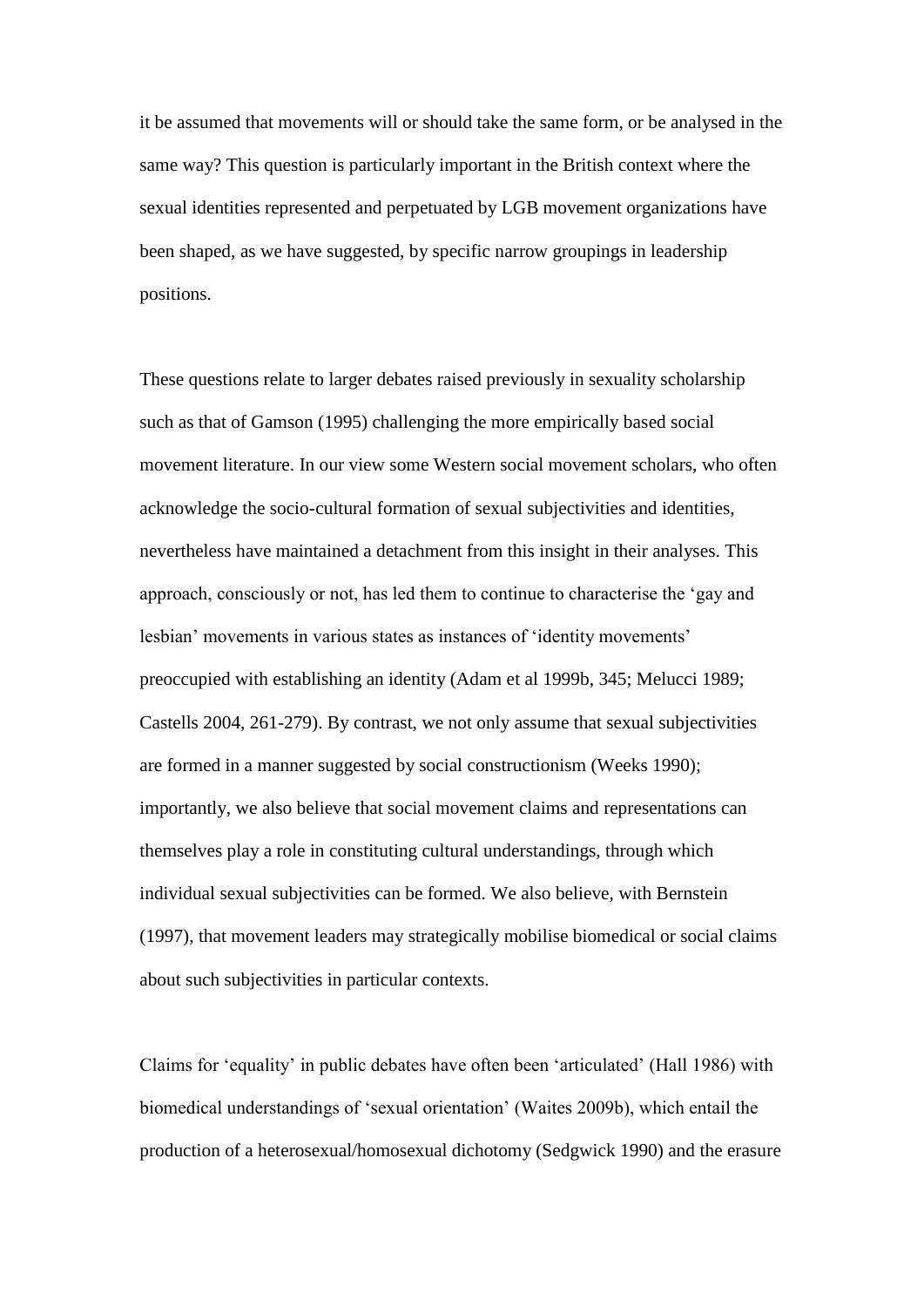it be assumed that movements will or should take the same form, or be analysed in the same way? This question is particularly important in the British context where the sexual identities represented and perpetuated by LGB movement organizations have been shaped, as we have suggested, by specific narrow groupings in leadership positions.

These questions relate to larger debates raised previously in sexuality scholarship such as that of Gamson (1995) challenging the more empirically based social movement literature. In our view some Western social movement scholars, who often acknowledge the socio-cultural formation of sexual subjectivities and identities, nevertheless have maintained a detachment from this insight in their analyses. This approach, consciously or not, has led them to continue to characterise the 'gay and lesbian' movements in various states as instances of 'identity movements' preoccupied with establishing an identity (Adam et al 1999b, 345; Melucci 1989; Castells 2004, 261-279). By contrast, we not only assume that sexual subjectivities are formed in a manner suggested by social constructionism (Weeks 1990); importantly, we also believe that social movement claims and representations can themselves play a role in constituting cultural understandings, through which individual sexual subjectivities can be formed. We also believe, with Bernstein (1997), that movement leaders may strategically mobilise biomedical or social claims about such subjectivities in particular contexts.

Claims for 'equality' in public debates have often been 'articulated' (Hall 1986) with biomedical understandings of 'sexual orientation' (Waites 2009b), which entail the production of a heterosexual/homosexual dichotomy (Sedgwick 1990) and the erasure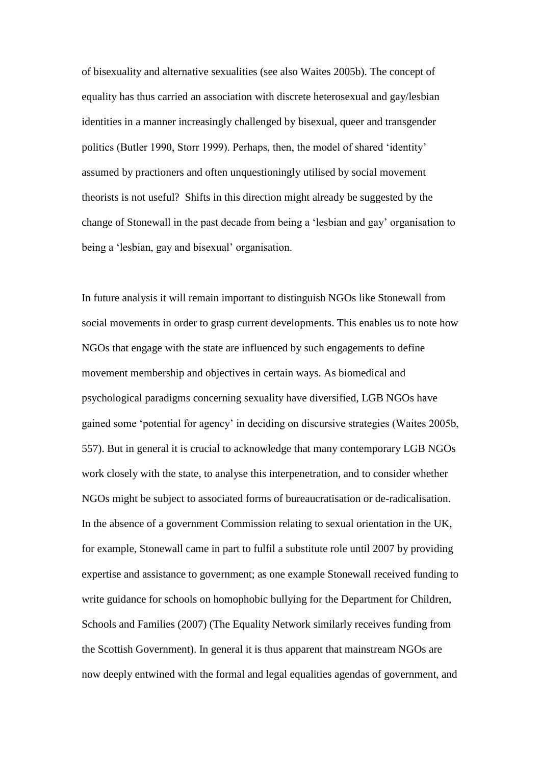of bisexuality and alternative sexualities (see also Waites 2005b). The concept of equality has thus carried an association with discrete heterosexual and gay/lesbian identities in a manner increasingly challenged by bisexual, queer and transgender politics (Butler 1990, Storr 1999). Perhaps, then, the model of shared 'identity' assumed by practioners and often unquestioningly utilised by social movement theorists is not useful? Shifts in this direction might already be suggested by the change of Stonewall in the past decade from being a 'lesbian and gay' organisation to being a 'lesbian, gay and bisexual' organisation.

In future analysis it will remain important to distinguish NGOs like Stonewall from social movements in order to grasp current developments. This enables us to note how NGOs that engage with the state are influenced by such engagements to define movement membership and objectives in certain ways. As biomedical and psychological paradigms concerning sexuality have diversified, LGB NGOs have gained some 'potential for agency' in deciding on discursive strategies (Waites 2005b, 557). But in general it is crucial to acknowledge that many contemporary LGB NGOs work closely with the state, to analyse this interpenetration, and to consider whether NGOs might be subject to associated forms of bureaucratisation or de-radicalisation. In the absence of a government Commission relating to sexual orientation in the UK, for example, Stonewall came in part to fulfil a substitute role until 2007 by providing expertise and assistance to government; as one example Stonewall received funding to write guidance for schools on homophobic bullying for the Department for Children, Schools and Families (2007) (The Equality Network similarly receives funding from the Scottish Government). In general it is thus apparent that mainstream NGOs are now deeply entwined with the formal and legal equalities agendas of government, and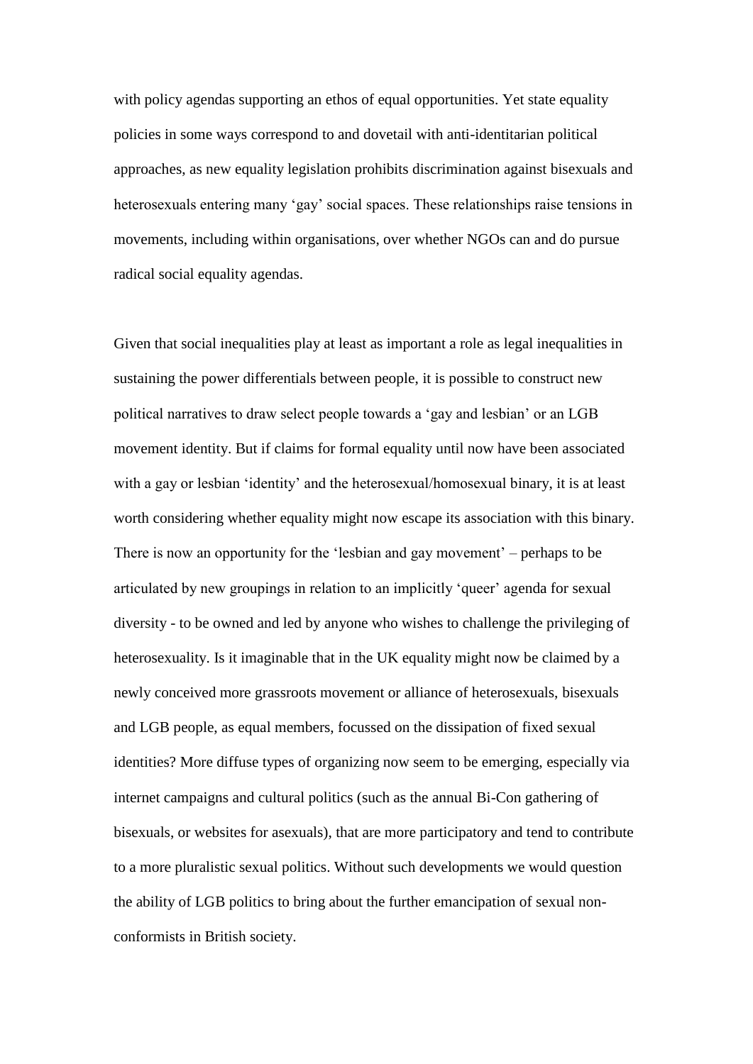with policy agendas supporting an ethos of equal opportunities. Yet state equality policies in some ways correspond to and dovetail with anti-identitarian political approaches, as new equality legislation prohibits discrimination against bisexuals and heterosexuals entering many 'gay' social spaces. These relationships raise tensions in movements, including within organisations, over whether NGOs can and do pursue radical social equality agendas.

Given that social inequalities play at least as important a role as legal inequalities in sustaining the power differentials between people, it is possible to construct new political narratives to draw select people towards a 'gay and lesbian' or an LGB movement identity. But if claims for formal equality until now have been associated with a gay or lesbian 'identity' and the heterosexual/homosexual binary, it is at least worth considering whether equality might now escape its association with this binary. There is now an opportunity for the 'lesbian and gay movement' – perhaps to be articulated by new groupings in relation to an implicitly 'queer' agenda for sexual diversity - to be owned and led by anyone who wishes to challenge the privileging of heterosexuality. Is it imaginable that in the UK equality might now be claimed by a newly conceived more grassroots movement or alliance of heterosexuals, bisexuals and LGB people, as equal members, focussed on the dissipation of fixed sexual identities? More diffuse types of organizing now seem to be emerging, especially via internet campaigns and cultural politics (such as the annual Bi-Con gathering of bisexuals, or websites for asexuals), that are more participatory and tend to contribute to a more pluralistic sexual politics. Without such developments we would question the ability of LGB politics to bring about the further emancipation of sexual non-conformists in British society.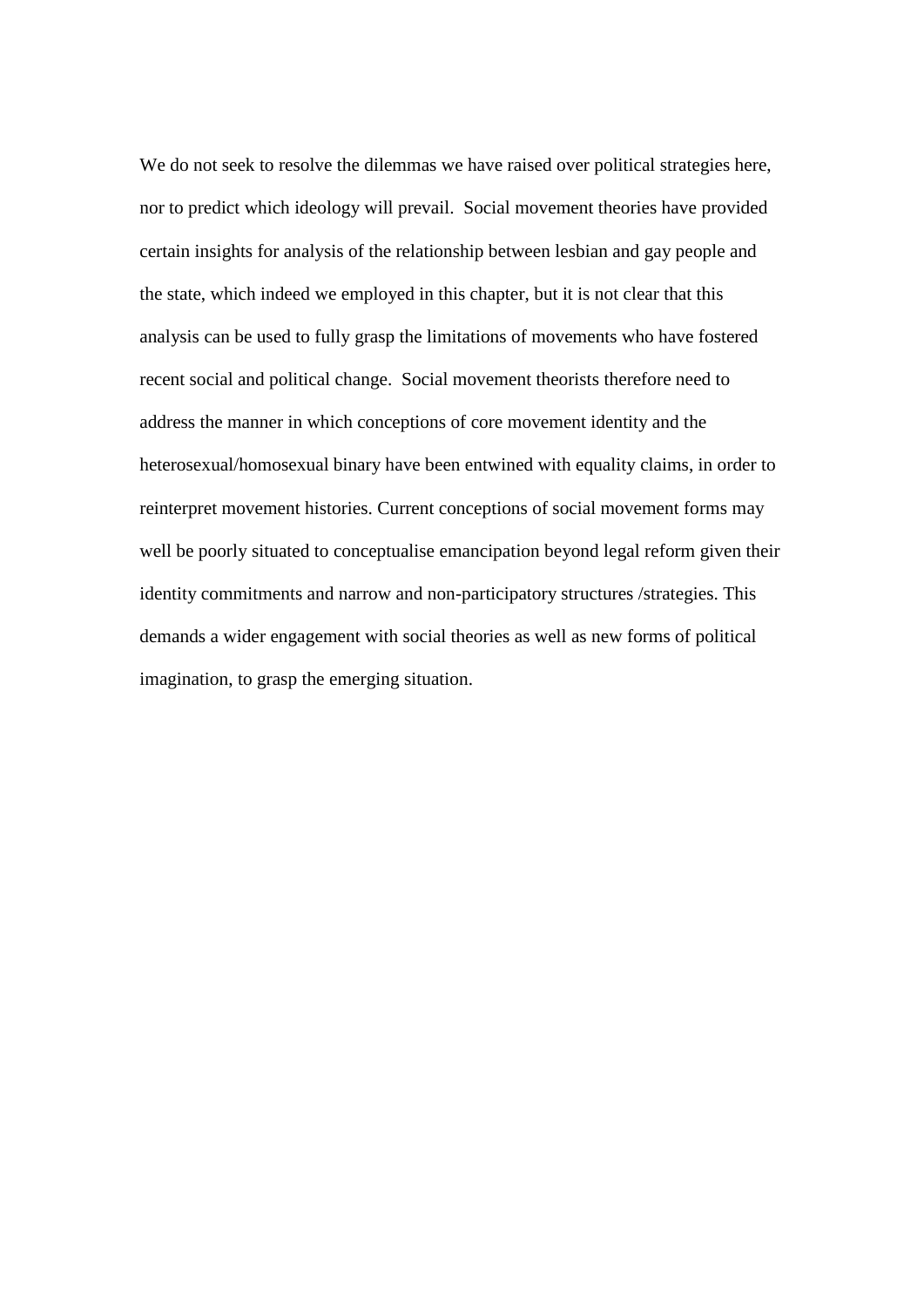We do not seek to resolve the dilemmas we have raised over political strategies here, nor to predict which ideology will prevail. Social movement theories have provided certain insights for analysis of the relationship between lesbian and gay people and the state, which indeed we employed in this chapter, but it is not clear that this analysis can be used to fully grasp the limitations of movements who have fostered recent social and political change. Social movement theorists therefore need to address the manner in which conceptions of core movement identity and the heterosexual/homosexual binary have been entwined with equality claims, in order to reinterpret movement histories. Current conceptions of social movement forms may well be poorly situated to conceptualise emancipation beyond legal reform given their identity commitments and narrow and non-participatory structures /strategies. This demands a wider engagement with social theories as well as new forms of political imagination, to grasp the emerging situation.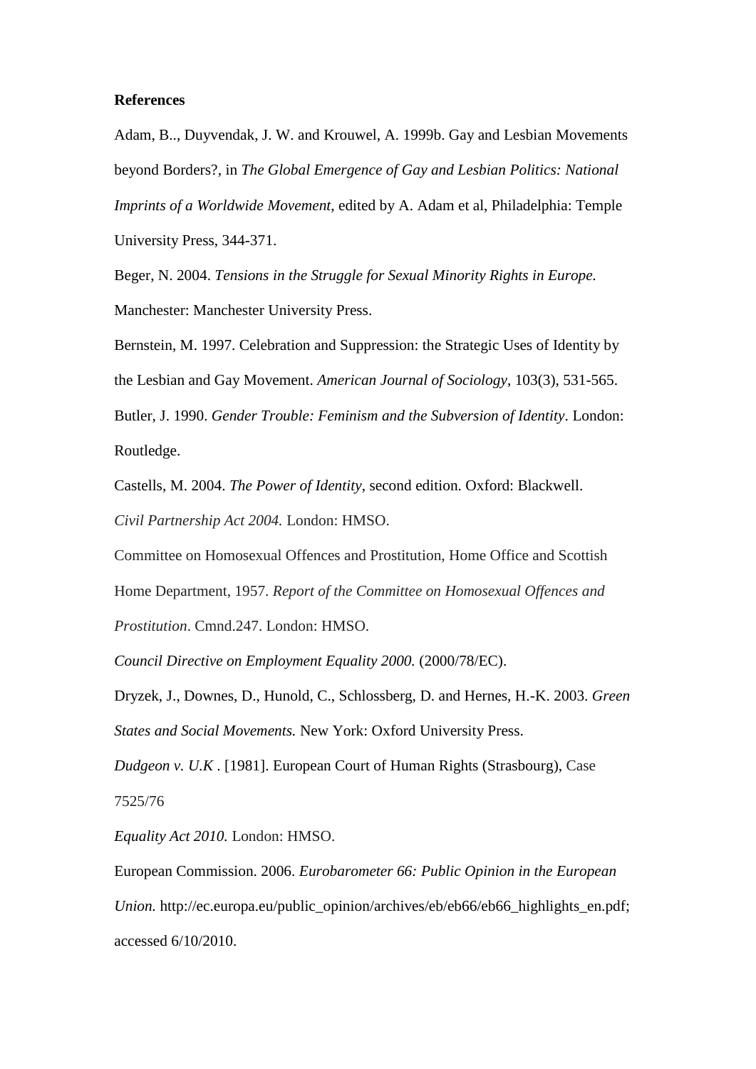**References**

Adam, B.., Duyvendak, J. W. and Krouwel, A. 1999b. Gay and Lesbian Movements beyond Borders?, in *The Global Emergence of Gay and Lesbian Politics: National Imprints of a Worldwide Movement*, edited by A. Adam et al, Philadelphia: Temple University Press, 344-371.

Beger, N. 2004. *Tensions in the Struggle for Sexual Minority Rights in Europe.* Manchester: Manchester University Press.

Bernstein, M. 1997. Celebration and Suppression: the Strategic Uses of Identity by the Lesbian and Gay Movement. *American Journal of Sociology*, 103(3), 531-565.

Butler, J. 1990. *Gender Trouble: Feminism and the Subversion of Identity*. London: Routledge.

Castells, M. 2004. *The Power of Identity*, second edition. Oxford: Blackwell.

*Civil Partnership Act 2004.* London: HMSO.

Committee on Homosexual Offences and Prostitution, Home Office and Scottish Home Department, 1957. *Report of the Committee on Homosexual Offences and Prostitution*. Cmnd.247. London: HMSO.

*Council Directive on Employment Equality 2000.* (2000/78/EC).

Dryzek, J., Downes, D., Hunold, C., Schlossberg, D. and Hernes, H.-K. 2003. *Green States and Social Movements.* New York: Oxford University Press.

*Dudgeon v. U.K* . [1981]. European Court of Human Rights (Strasbourg), Case 7525/76

*Equality Act 2010.* London: HMSO.

European Commission. 2006. *Eurobarometer 66: Public Opinion in the European Union.* http://ec.europa.eu/public_opinion/archives/eb/eb66/eb66_highlights_en.pdf; accessed 6/10/2010.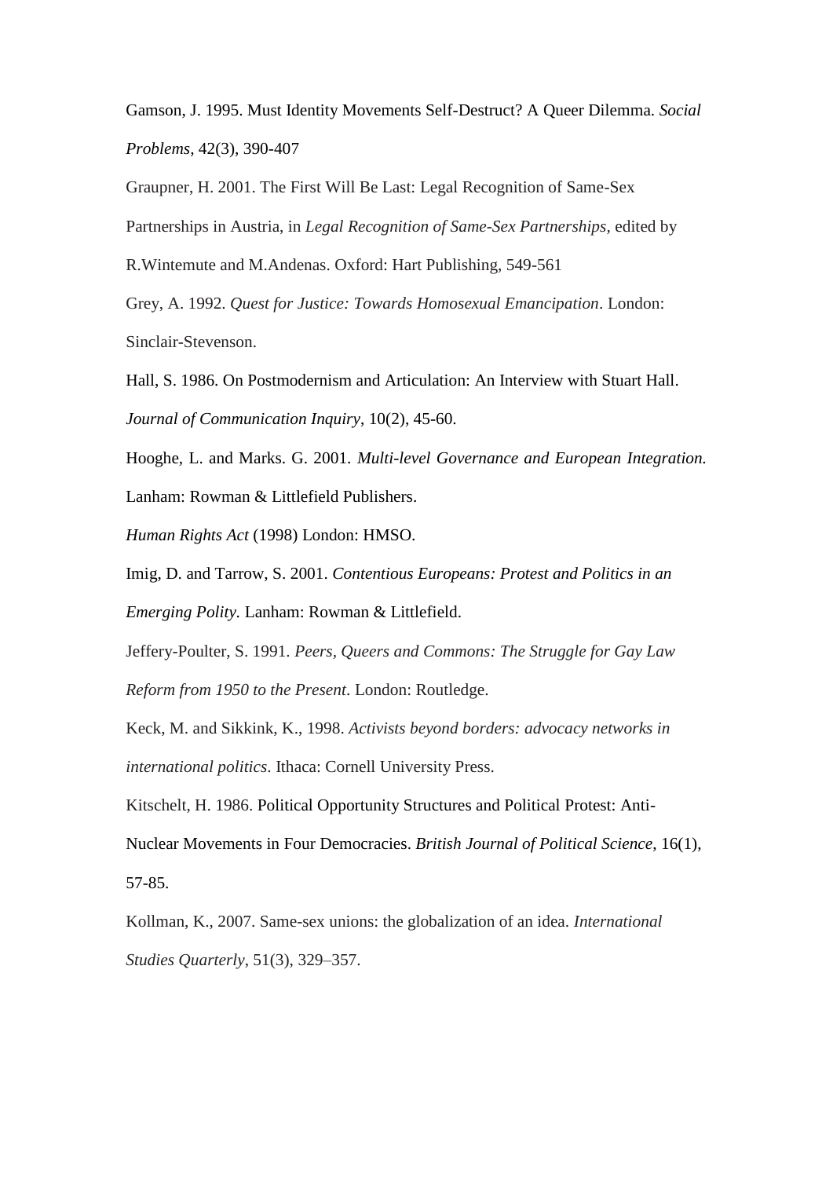Gamson, J. 1995. Must Identity Movements Self-Destruct? A Queer Dilemma. *Social Problems*, 42(3), 390-407

Graupner, H. 2001. The First Will Be Last: Legal Recognition of Same-Sex Partnerships in Austria, in *Legal Recognition of Same-Sex Partnerships*, edited by R.Wintemute and M.Andenas. Oxford: Hart Publishing, 549-561

Grey, A. 1992. *Quest for Justice: Towards Homosexual Emancipation*. London: Sinclair-Stevenson.

Hall, S. 1986. On Postmodernism and Articulation: An Interview with Stuart Hall. *Journal of Communication Inquiry*, 10(2), 45-60.

Hooghe, L. and Marks. G. 2001. *Multi-level Governance and European Integration.* Lanham: Rowman & Littlefield Publishers.

*Human Rights Act* (1998) London: HMSO.

Imig, D. and Tarrow, S. 2001. *Contentious Europeans: Protest and Politics in an Emerging Polity.* Lanham: Rowman & Littlefield.

Jeffery-Poulter, S. 1991. *Peers, Queers and Commons: The Struggle for Gay Law Reform from 1950 to the Present*. London: Routledge.

Keck, M. and Sikkink, K., 1998. *Activists beyond borders: advocacy networks in international politics*. Ithaca: Cornell University Press.

Kitschelt, H. 1986. Political Opportunity Structures and Political Protest: Anti-Nuclear Movements in Four Democracies. *British Journal of Political Science*, 16(1), 57-85.

Kollman, K., 2007. Same-sex unions: the globalization of an idea. *International Studies Quarterly*, 51(3), 329–357.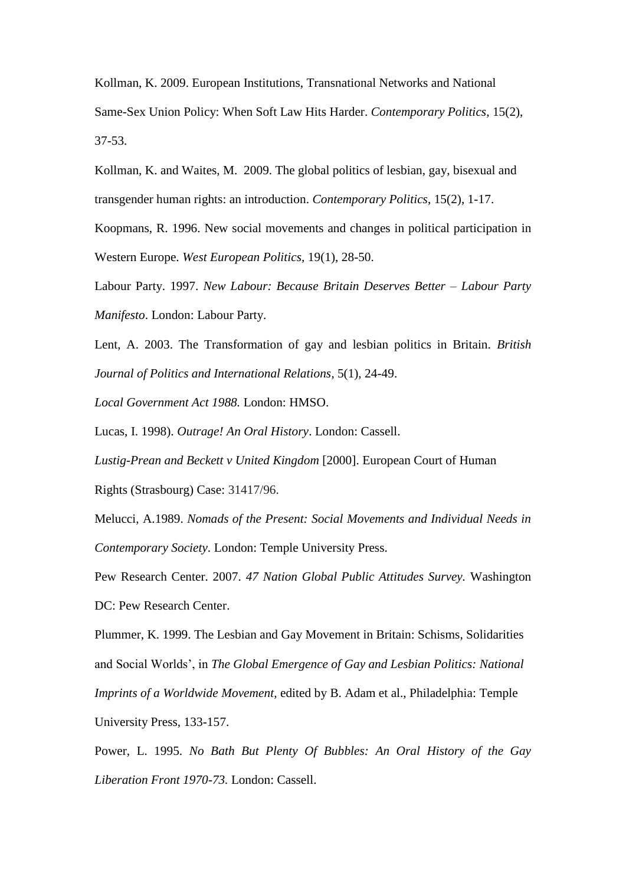Kollman, K. 2009. European Institutions, Transnational Networks and National Same-Sex Union Policy: When Soft Law Hits Harder. *Contemporary Politics*, 15(2), 37-53.

Kollman, K. and Waites, M. 2009. The global politics of lesbian, gay, bisexual and transgender human rights: an introduction. *Contemporary Politics*, 15(2), 1-17.

Koopmans, R. 1996. New social movements and changes in political participation in Western Europe. *West European Politics*, 19(1), 28-50.

Labour Party. 1997. *New Labour: Because Britain Deserves Better – Labour Party Manifesto*. London: Labour Party.

Lent, A. 2003. The Transformation of gay and lesbian politics in Britain. *British Journal of Politics and International Relations*, 5(1), 24-49.

*Local Government Act 1988.* London: HMSO.

Lucas, I. 1998). *Outrage! An Oral History*. London: Cassell.

*Lustig-Prean and Beckett v United Kingdom* [2000]. European Court of Human Rights (Strasbourg) Case: 31417/96.

Melucci, A.1989. *Nomads of the Present: Social Movements and Individual Needs in Contemporary Society*. London: Temple University Press.

Pew Research Center. 2007. *47 Nation Global Public Attitudes Survey.* Washington DC: Pew Research Center.

Plummer, K. 1999. The Lesbian and Gay Movement in Britain: Schisms, Solidarities and Social Worlds', in *The Global Emergence of Gay and Lesbian Politics: National Imprints of a Worldwide Movement,* edited by B. Adam et al., Philadelphia: Temple University Press, 133-157.

Power, L. 1995. *No Bath But Plenty Of Bubbles: An Oral History of the Gay Liberation Front 1970-73.* London: Cassell.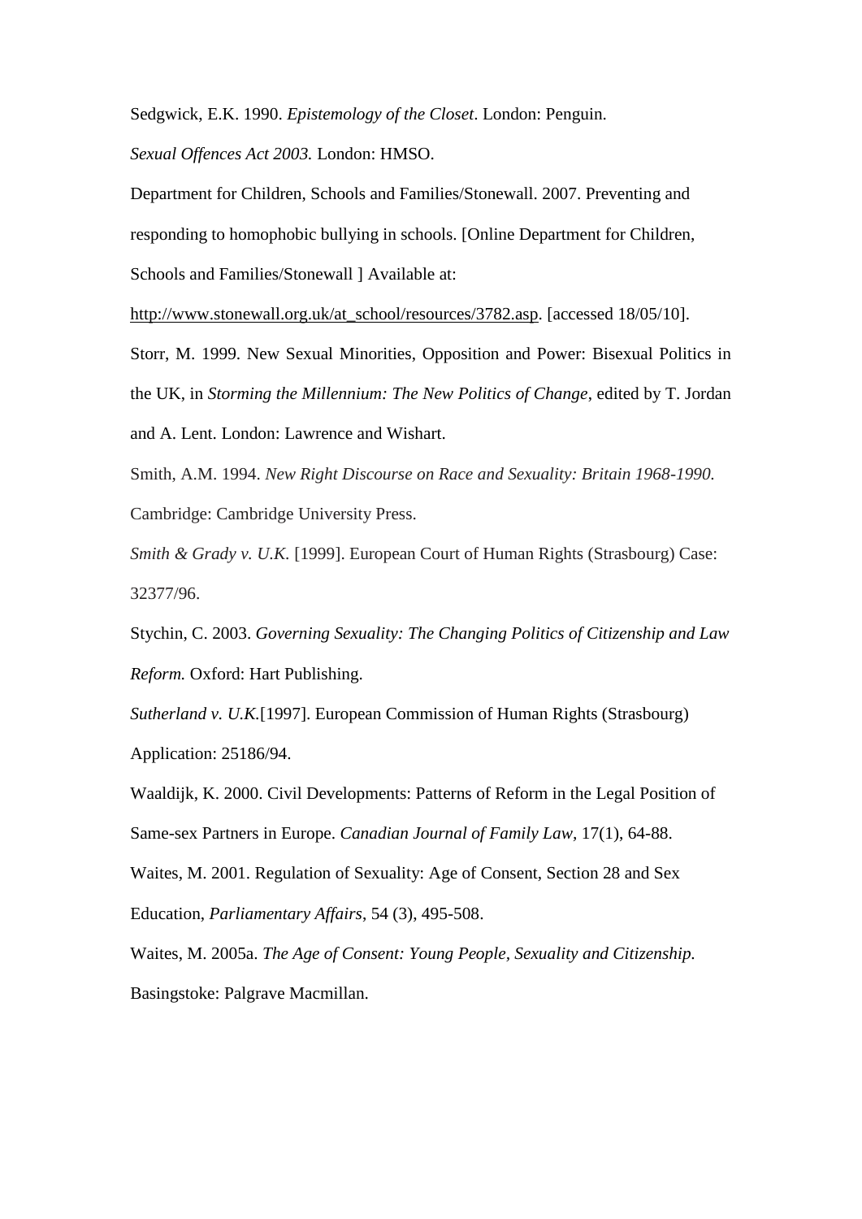Sedgwick, E.K. 1990. *Epistemology of the Closet*. London: Penguin.

*Sexual Offences Act 2003.* London: HMSO.

Department for Children, Schools and Families/Stonewall. 2007. Preventing and responding to homophobic bullying in schools. [Online Department for Children, Schools and Families/Stonewall ] Available at: http://www.stonewall.org.uk/at_school/resources/3782.asp. [accessed 18/05/10].

Storr, M. 1999. New Sexual Minorities, Opposition and Power: Bisexual Politics in the UK, in *Storming the Millennium: The New Politics of Change*, edited by T. Jordan and A. Lent. London: Lawrence and Wishart.

Smith, A.M. 1994. *New Right Discourse on Race and Sexuality: Britain 1968-1990.* Cambridge: Cambridge University Press.

*Smith & Grady v. U.K.* [1999]. European Court of Human Rights (Strasbourg) Case: 32377/96.

Stychin, C. 2003. *Governing Sexuality: The Changing Politics of Citizenship and Law Reform.* Oxford: Hart Publishing.

*Sutherland v. U.K.*[1997]. European Commission of Human Rights (Strasbourg) Application: 25186/94.

Waaldijk, K. 2000. Civil Developments: Patterns of Reform in the Legal Position of Same-sex Partners in Europe. *Canadian Journal of Family Law*, 17(1), 64-88.

Waites, M. 2001. Regulation of Sexuality: Age of Consent, Section 28 and Sex Education, *Parliamentary Affairs*, 54 (3), 495-508.

Waites, M. 2005a. *The Age of Consent: Young People, Sexuality and Citizenship.* Basingstoke: Palgrave Macmillan.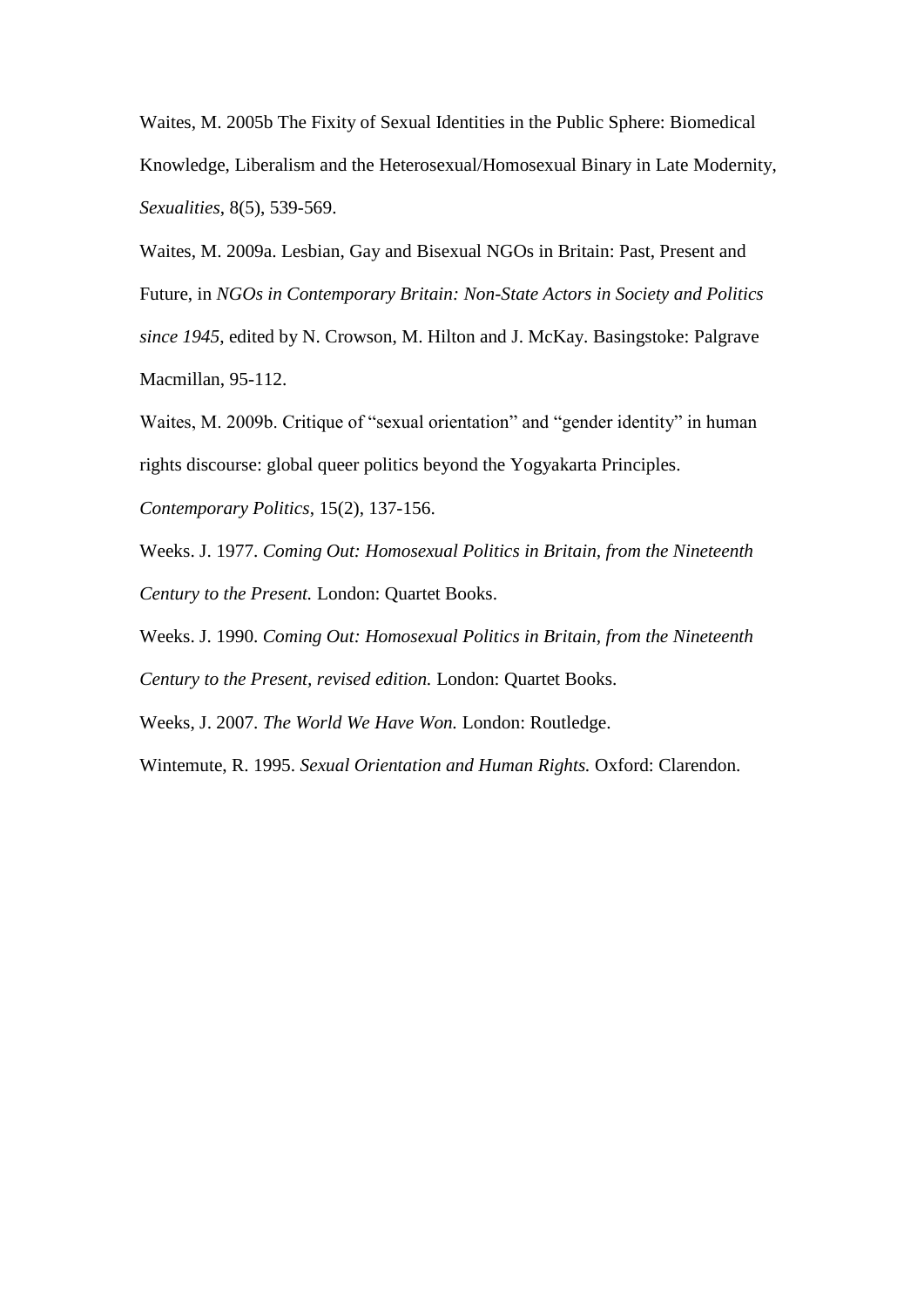Waites, M. 2005b The Fixity of Sexual Identities in the Public Sphere: Biomedical Knowledge, Liberalism and the Heterosexual/Homosexual Binary in Late Modernity, *Sexualities*, 8(5), 539-569.

Waites, M. 2009a. Lesbian, Gay and Bisexual NGOs in Britain: Past, Present and Future, in *NGOs in Contemporary Britain: Non-State Actors in Society and Politics since 1945*, edited by N. Crowson, M. Hilton and J. McKay. Basingstoke: Palgrave Macmillan, 95-112.

Waites, M. 2009b. Critique of "sexual orientation" and "gender identity" in human rights discourse: global queer politics beyond the Yogyakarta Principles. *Contemporary Politics*, 15(2), 137-156.

Weeks. J. 1977. *Coming Out: Homosexual Politics in Britain, from the Nineteenth Century to the Present.* London: Quartet Books.

Weeks. J. 1990. *Coming Out: Homosexual Politics in Britain, from the Nineteenth Century to the Present, revised edition.* London: Quartet Books.

Weeks, J. 2007. *The World We Have Won.* London: Routledge.

Wintemute, R. 1995. *Sexual Orientation and Human Rights.* Oxford: Clarendon.